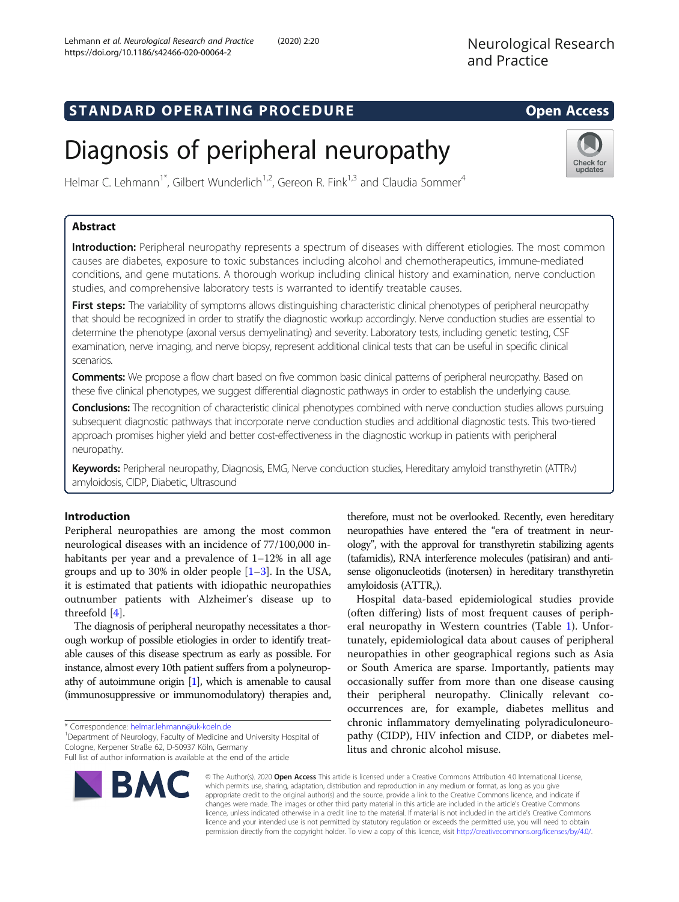STANDARD OPERATING PROCEDURE

Open Access

# Diagnosis of peripheral neuropathy

Helmar C. Lehmann[1*], Gilbert Wunderlich[1,2], Gereon R. Fink[1,3] and Claudia Sommer[4]

## Abstract

**Introduction:** Peripheral neuropathy represents a spectrum of diseases with different etiologies. The most common causes are diabetes, exposure to toxic substances including alcohol and chemotherapeutics, immune-mediated conditions, and gene mutations. A thorough workup including clinical history and examination, nerve conduction studies, and comprehensive laboratory tests is warranted to identify treatable causes.

**First steps:** The variability of symptoms allows distinguishing characteristic clinical phenotypes of peripheral neuropathy that should be recognized in order to stratify the diagnostic workup accordingly. Nerve conduction studies are essential to determine the phenotype (axonal versus demyelinating) and severity. Laboratory tests, including genetic testing, CSF examination, nerve imaging, and nerve biopsy, represent additional clinical tests that can be useful in specific clinical scenarios.

**Comments:** We propose a flow chart based on five common basic clinical patterns of peripheral neuropathy. Based on these five clinical phenotypes, we suggest differential diagnostic pathways in order to establish the underlying cause.

**Conclusions:** The recognition of characteristic clinical phenotypes combined with nerve conduction studies allows pursuing subsequent diagnostic pathways that incorporate nerve conduction studies and additional diagnostic tests. This two-tiered approach promises higher yield and better cost-effectiveness in the diagnostic workup in patients with peripheral neuropathy.

**Keywords:** Peripheral neuropathy, Diagnosis, EMG, Nerve conduction studies, Hereditary amyloid transthyretin (ATTRv) amyloidosis, CIDP, Diabetic, Ultrasound

## Introduction

Peripheral neuropathies are among the most common neurological diseases with an incidence of 77/100,000 inhabitants per year and a prevalence of 1–12% in all age groups and up to 30% in older people [1–3]. In the USA, it is estimated that patients with idiopathic neuropathies outnumber patients with Alzheimer's disease up to threefold [4].

The diagnosis of peripheral neuropathy necessitates a thorough workup of possible etiologies in order to identify treatable causes of this disease spectrum as early as possible. For instance, almost every 10th patient suffers from a polyneuropathy of autoimmune origin [1], which is amenable to causal (immunosuppressive or immunomodulatory) therapies and, therefore, must not be overlooked. Recently, even hereditary neuropathies have entered the "era of treatment in neurology", with the approval for transthyretin stabilizing agents (tafamidis), RNA interference molecules (patisiran) and antisense oligonucleotids (inotersen) in hereditary transthyretin amyloidosis ($ATTR_v$).

Hospital data-based epidemiological studies provide (often differing) lists of most frequent causes of peripheral neuropathy in Western countries (Table 1). Unfortunately, epidemiological data about causes of peripheral neuropathies in other geographical regions such as Asia or South America are sparse. Importantly, patients may occasionally suffer from more than one disease causing their peripheral neuropathy. Clinically relevant co-occurrences are, for example, diabetes mellitus and chronic inflammatory demyelinating polyradiculoneuropathy (CIDP), HIV infection and CIDP, or diabetes mellitus and chronic alcohol misuse.

* Correspondence: helmar.lehmann@uk-koeln.de
[1]Department of Neurology, Faculty of Medicine and University Hospital of Cologne, Kerpener Straße 62, D-50937 Köln, Germany
Full list of author information is available at the end of the article

© The Author(s). 2020 **Open Access** This article is licensed under a Creative Commons Attribution 4.0 International License, which permits use, sharing, adaptation, distribution and reproduction in any medium or format, as long as you give appropriate credit to the original author(s) and the source, provide a link to the Creative Commons licence, and indicate if changes were made. The images or other third party material in this article are included in the article's Creative Commons licence, unless indicated otherwise in a credit line to the material. If material is not included in the article's Creative Commons licence and your intended use is not permitted by statutory regulation or exceeds the permitted use, you will need to obtain permission directly from the copyright holder. To view a copy of this licence, visit http://creativecommons.org/licenses/by/4.0/.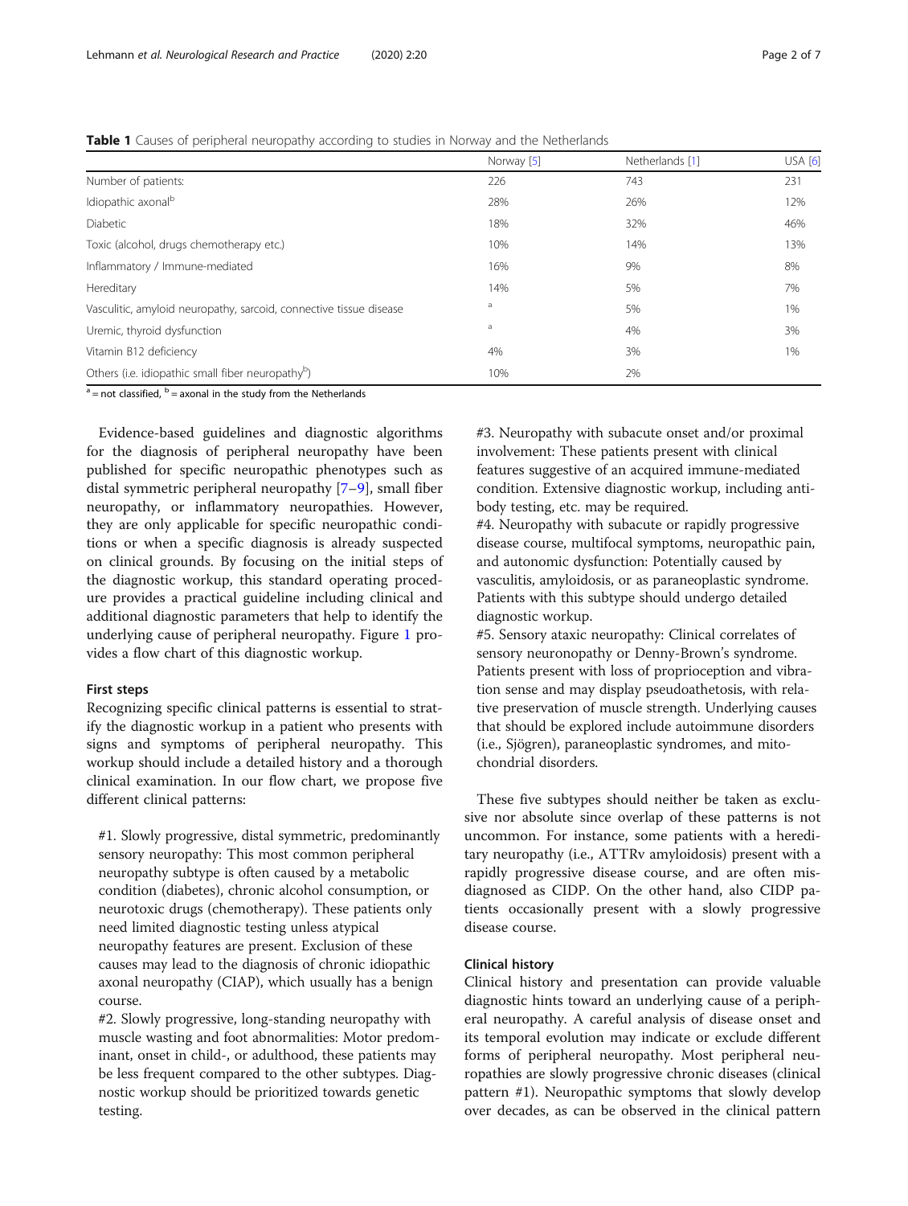**Table 1** Causes of peripheral neuropathy according to studies in Norway and the Netherlands

| | Norway [5] | Netherlands [1] | USA [6] |
|---|---|---|---|
| Number of patients: | 226 | 743 | 231 |
| Idiopathic axonal[b] | 28% | 26% | 12% |
| Diabetic | 18% | 32% | 46% |
| Toxic (alcohol, drugs chemotherapy etc.) | 10% | 14% | 13% |
| Inflammatory / Immune-mediated | 16% | 9% | 8% |
| Hereditary | 14% | 5% | 7% |
| Vasculitic, amyloid neuropathy, sarcoid, connective tissue disease | [a] | 5% | 1% |
| Uremic, thyroid dysfunction | [a] | 4% | 3% |
| Vitamin B12 deficiency | 4% | 3% | 1% |
| Others (i.e. idiopathic small fiber neuropathy[b]) | 10% | 2% | |

[a] = not classified, [b] = axonal in the study from the Netherlands

Evidence-based guidelines and diagnostic algorithms for the diagnosis of peripheral neuropathy have been published for specific neuropathic phenotypes such as distal symmetric peripheral neuropathy [7–9], small fiber neuropathy, or inflammatory neuropathies. However, they are only applicable for specific neuropathic conditions or when a specific diagnosis is already suspected on clinical grounds. By focusing on the initial steps of the diagnostic workup, this standard operating procedure provides a practical guideline including clinical and additional diagnostic parameters that help to identify the underlying cause of peripheral neuropathy. Figure 1 provides a flow chart of this diagnostic workup.

## First steps

Recognizing specific clinical patterns is essential to stratify the diagnostic workup in a patient who presents with signs and symptoms of peripheral neuropathy. This workup should include a detailed history and a thorough clinical examination. In our flow chart, we propose five different clinical patterns:

#1. Slowly progressive, distal symmetric, predominantly sensory neuropathy: This most common peripheral neuropathy subtype is often caused by a metabolic condition (diabetes), chronic alcohol consumption, or neurotoxic drugs (chemotherapy). These patients only need limited diagnostic testing unless atypical neuropathy features are present. Exclusion of these causes may lead to the diagnosis of chronic idiopathic axonal neuropathy (CIAP), which usually has a benign course.

#2. Slowly progressive, long-standing neuropathy with muscle wasting and foot abnormalities: Motor predominant, onset in child-, or adulthood, these patients may be less frequent compared to the other subtypes. Diagnostic workup should be prioritized towards genetic testing.

#3. Neuropathy with subacute onset and/or proximal involvement: These patients present with clinical features suggestive of an acquired immune-mediated condition. Extensive diagnostic workup, including antibody testing, etc. may be required.

#4. Neuropathy with subacute or rapidly progressive disease course, multifocal symptoms, neuropathic pain, and autonomic dysfunction: Potentially caused by vasculitis, amyloidosis, or as paraneoplastic syndrome. Patients with this subtype should undergo detailed diagnostic workup.

#5. Sensory ataxic neuropathy: Clinical correlates of sensory neuronopathy or Denny-Brown's syndrome. Patients present with loss of proprioception and vibration sense and may display pseudoathetosis, with relative preservation of muscle strength. Underlying causes that should be explored include autoimmune disorders (i.e., Sjögren), paraneoplastic syndromes, and mitochondrial disorders.

These five subtypes should neither be taken as exclusive nor absolute since overlap of these patterns is not uncommon. For instance, some patients with a hereditary neuropathy (i.e., ATTRv amyloidosis) present with a rapidly progressive disease course, and are often misdiagnosed as CIDP. On the other hand, also CIDP patients occasionally present with a slowly progressive disease course.

## Clinical history

Clinical history and presentation can provide valuable diagnostic hints toward an underlying cause of a peripheral neuropathy. A careful analysis of disease onset and its temporal evolution may indicate or exclude different forms of peripheral neuropathy. Most peripheral neuropathies are slowly progressive chronic diseases (clinical pattern #1). Neuropathic symptoms that slowly develop over decades, as can be observed in the clinical pattern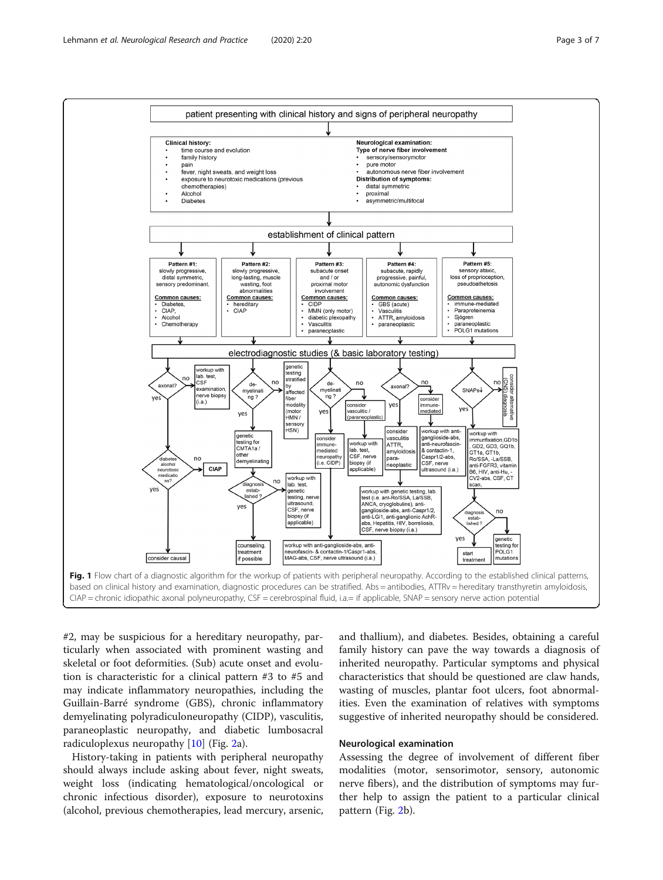**Fig. 1** Flow chart of a diagnostic algorithm for the workup of patients with peripheral neuropathy. According to the established clinical patterns, based on clinical history and examination, diagnostic procedures can be stratified. Abs = antibodies, ATTRv = hereditary transthyretin amyloidosis, CIAP = chronic idiopathic axonal polyneuropathy, CSF = cerebrospinal fluid, i.a.= if applicable, SNAP = sensory nerve action potential

#2, may be suspicious for a hereditary neuropathy, particularly when associated with prominent wasting and skeletal or foot deformities. (Sub) acute onset and evolution is characteristic for a clinical pattern #3 to #5 and may indicate inflammatory neuropathies, including the Guillain-Barré syndrome (GBS), chronic inflammatory demyelinating polyradiculoneuropathy (CIDP), vasculitis, paraneoplastic neuropathy, and diabetic lumbosacral radiculoplexus neuropathy [10] (Fig. 2a).

History-taking in patients with peripheral neuropathy should always include asking about fever, night sweats, weight loss (indicating hematological/oncological or chronic infectious disorder), exposure to neurotoxins (alcohol, previous chemotherapies, lead mercury, arsenic, and thallium), and diabetes. Besides, obtaining a careful family history can pave the way towards a diagnosis of inherited neuropathy. Particular symptoms and physical characteristics that should be questioned are claw hands, wasting of muscles, plantar foot ulcers, foot abnormalities. Even the examination of relatives with symptoms suggestive of inherited neuropathy should be considered.

## Neurological examination

Assessing the degree of involvement of different fiber modalities (motor, sensorimotor, sensory, autonomic nerve fibers), and the distribution of symptoms may further help to assign the patient to a particular clinical pattern (Fig. 2b).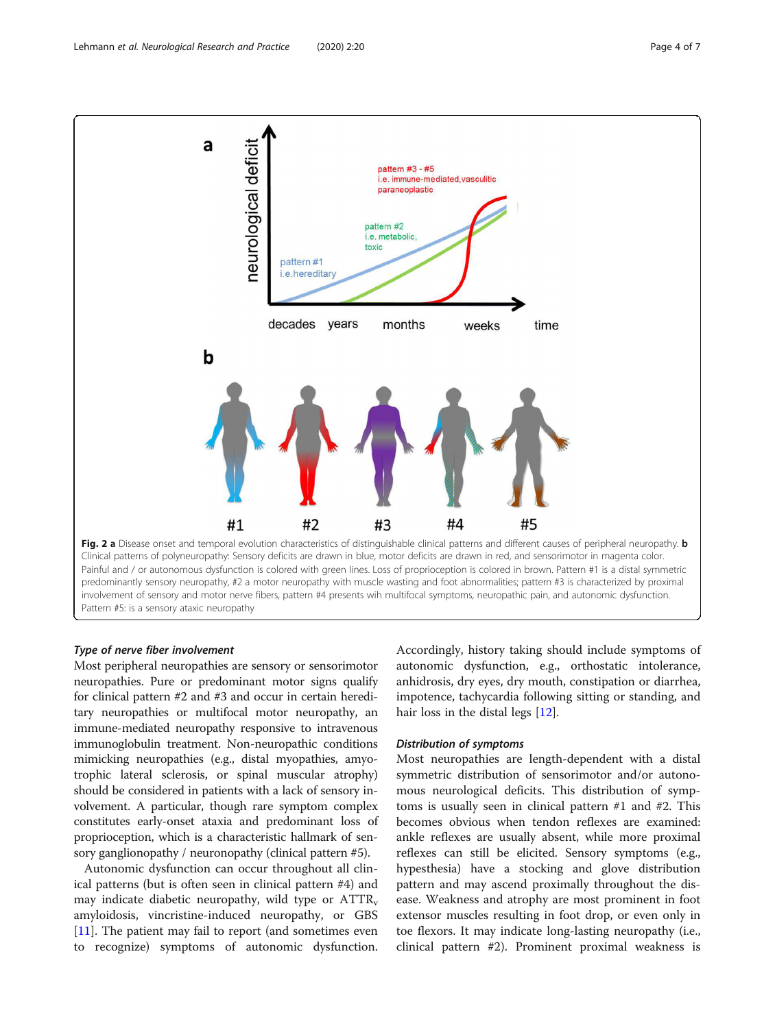**Fig. 2** **a** Disease onset and temporal evolution characteristics of distinguishable clinical patterns and different causes of peripheral neuropathy. **b** Clinical patterns of polyneuropathy: Sensory deficits are drawn in blue, motor deficits are drawn in red, and sensorimotor in magenta color. Painful and / or autonomous dysfunction is colored with green lines. Loss of proprioception is colored in brown. Pattern #1 is a distal symmetric predominantly sensory neuropathy, #2 a motor neuropathy with muscle wasting and foot abnormalities; pattern #3 is characterized by proximal involvement of sensory and motor nerve fibers, pattern #4 presents wih multifocal symptoms, neuropathic pain, and autonomic dysfunction. Pattern #5: is a sensory ataxic neuropathy

### *Type of nerve fiber involvement*

Most peripheral neuropathies are sensory or sensorimotor neuropathies. Pure or predominant motor signs qualify for clinical pattern #2 and #3 and occur in certain hereditary neuropathies or multifocal motor neuropathy, an immune-mediated neuropathy responsive to intravenous immunoglobulin treatment. Non-neuropathic conditions mimicking neuropathies (e.g., distal myopathies, amyotrophic lateral sclerosis, or spinal muscular atrophy) should be considered in patients with a lack of sensory involvement. A particular, though rare symptom complex constitutes early-onset ataxia and predominant loss of proprioception, which is a characteristic hallmark of sensory ganglionopathy / neuronopathy (clinical pattern #5).

Autonomic dysfunction can occur throughout all clinical patterns (but is often seen in clinical pattern #4) and may indicate diabetic neuropathy, wild type or $ATTR_v$ amyloidosis, vincristine-induced neuropathy, or GBS [11]. The patient may fail to report (and sometimes even to recognize) symptoms of autonomic dysfunction. Accordingly, history taking should include symptoms of autonomic dysfunction, e.g., orthostatic intolerance, anhidrosis, dry eyes, dry mouth, constipation or diarrhea, impotence, tachycardia following sitting or standing, and hair loss in the distal legs [12].

### *Distribution of symptoms*

Most neuropathies are length-dependent with a distal symmetric distribution of sensorimotor and/or autonomous neurological deficits. This distribution of symptoms is usually seen in clinical pattern #1 and #2. This becomes obvious when tendon reflexes are examined: ankle reflexes are usually absent, while more proximal reflexes can still be elicited. Sensory symptoms (e.g., hypesthesia) have a stocking and glove distribution pattern and may ascend proximally throughout the disease. Weakness and atrophy are most prominent in foot extensor muscles resulting in foot drop, or even only in toe flexors. It may indicate long-lasting neuropathy (i.e., clinical pattern #2). Prominent proximal weakness is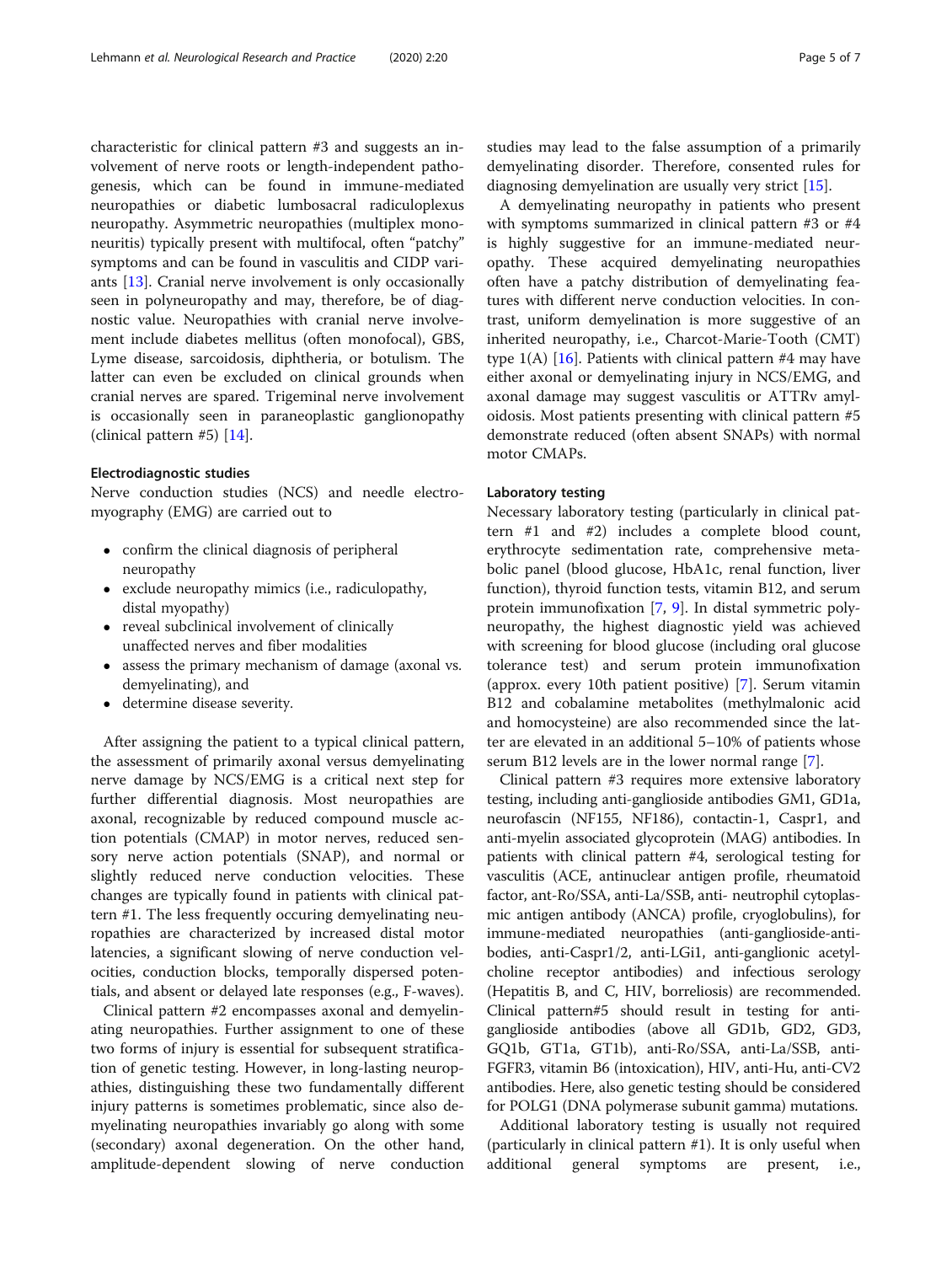characteristic for clinical pattern #3 and suggests an involvement of nerve roots or length-independent pathogenesis, which can be found in immune-mediated neuropathies or diabetic lumbosacral radiculoplexus neuropathy. Asymmetric neuropathies (multiplex mononeuritis) typically present with multifocal, often "patchy" symptoms and can be found in vasculitis and CIDP variants [13]. Cranial nerve involvement is only occasionally seen in polyneuropathy and may, therefore, be of diagnostic value. Neuropathies with cranial nerve involvement include diabetes mellitus (often monofocal), GBS, Lyme disease, sarcoidosis, diphtheria, or botulism. The latter can even be excluded on clinical grounds when cranial nerves are spared. Trigeminal nerve involvement is occasionally seen in paraneoplastic ganglionopathy (clinical pattern #5) [14].

#### Electrodiagnostic studies

Nerve conduction studies (NCS) and needle electromyography (EMG) are carried out to

- confirm the clinical diagnosis of peripheral neuropathy
- exclude neuropathy mimics (i.e., radiculopathy, distal myopathy)
- reveal subclinical involvement of clinically unaffected nerves and fiber modalities
- assess the primary mechanism of damage (axonal vs. demyelinating), and
- determine disease severity.

After assigning the patient to a typical clinical pattern, the assessment of primarily axonal versus demyelinating nerve damage by NCS/EMG is a critical next step for further differential diagnosis. Most neuropathies are axonal, recognizable by reduced compound muscle action potentials (CMAP) in motor nerves, reduced sensory nerve action potentials (SNAP), and normal or slightly reduced nerve conduction velocities. These changes are typically found in patients with clinical pattern #1. The less frequently occuring demyelinating neuropathies are characterized by increased distal motor latencies, a significant slowing of nerve conduction velocities, conduction blocks, temporally dispersed potentials, and absent or delayed late responses (e.g., F-waves).

Clinical pattern #2 encompasses axonal and demyelinating neuropathies. Further assignment to one of these two forms of injury is essential for subsequent stratification of genetic testing. However, in long-lasting neuropathies, distinguishing these two fundamentally different injury patterns is sometimes problematic, since also demyelinating neuropathies invariably go along with some (secondary) axonal degeneration. On the other hand, amplitude-dependent slowing of nerve conduction studies may lead to the false assumption of a primarily demyelinating disorder. Therefore, consented rules for diagnosing demyelination are usually very strict [15].

A demyelinating neuropathy in patients who present with symptoms summarized in clinical pattern #3 or #4 is highly suggestive for an immune-mediated neuropathy. These acquired demyelinating neuropathies often have a patchy distribution of demyelinating features with different nerve conduction velocities. In contrast, uniform demyelination is more suggestive of an inherited neuropathy, i.e., Charcot-Marie-Tooth (CMT) type 1(A) [16]. Patients with clinical pattern #4 may have either axonal or demyelinating injury in NCS/EMG, and axonal damage may suggest vasculitis or ATTRv amyloidosis. Most patients presenting with clinical pattern #5 demonstrate reduced (often absent SNAPs) with normal motor CMAPs.

#### Laboratory testing

Necessary laboratory testing (particularly in clinical pattern #1 and #2) includes a complete blood count, erythrocyte sedimentation rate, comprehensive metabolic panel (blood glucose, HbA1c, renal function, liver function), thyroid function tests, vitamin B12, and serum protein immunofixation [7, 9]. In distal symmetric polyneuropathy, the highest diagnostic yield was achieved with screening for blood glucose (including oral glucose tolerance test) and serum protein immunofixation (approx. every 10th patient positive) [7]. Serum vitamin B12 and cobalamine metabolites (methylmalonic acid and homocysteine) are also recommended since the latter are elevated in an additional 5–10% of patients whose serum B12 levels are in the lower normal range [7].

Clinical pattern #3 requires more extensive laboratory testing, including anti-ganglioside antibodies GM1, GD1a, neurofascin (NF155, NF186), contactin-1, Caspr1, and anti-myelin associated glycoprotein (MAG) antibodies. In patients with clinical pattern #4, serological testing for vasculitis (ACE, antinuclear antigen profile, rheumatoid factor, ant-Ro/SSA, anti-La/SSB, anti- neutrophil cytoplasmic antigen antibody (ANCA) profile, cryoglobulins), for immune-mediated neuropathies (anti-ganglioside-antibodies, anti-Caspr1/2, anti-LGi1, anti-ganglionic acetylcholine receptor antibodies) and infectious serology (Hepatitis B, and C, HIV, borreliosis) are recommended. Clinical pattern#5 should result in testing for anti-ganglioside antibodies (above all GD1b, GD2, GD3, GQ1b, GT1a, GT1b), anti-Ro/SSA, anti-La/SSB, anti-FGFR3, vitamin B6 (intoxication), HIV, anti-Hu, anti-CV2 antibodies. Here, also genetic testing should be considered for POLG1 (DNA polymerase subunit gamma) mutations.

Additional laboratory testing is usually not required (particularly in clinical pattern #1). It is only useful when additional general symptoms are present, i.e.,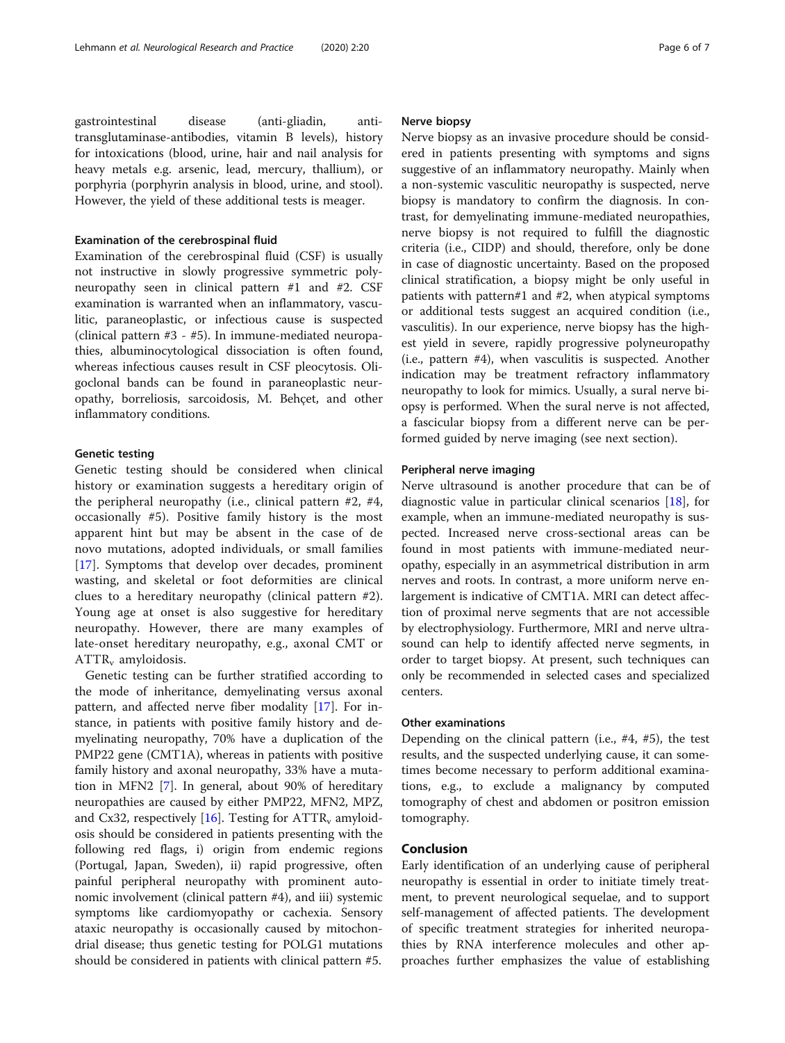gastrointestinal disease (anti-gliadin, anti-transglutaminase-antibodies, vitamin B levels), history for intoxications (blood, urine, hair and nail analysis for heavy metals e.g. arsenic, lead, mercury, thallium), or porphyria (porphyrin analysis in blood, urine, and stool). However, the yield of these additional tests is meager.

### Examination of the cerebrospinal fluid

Examination of the cerebrospinal fluid (CSF) is usually not instructive in slowly progressive symmetric polyneuropathy seen in clinical pattern #1 and #2. CSF examination is warranted when an inflammatory, vasculitic, paraneoplastic, or infectious cause is suspected (clinical pattern #3 - #5). In immune-mediated neuropathies, albuminocytological dissociation is often found, whereas infectious causes result in CSF pleocytosis. Oligoclonal bands can be found in paraneoplastic neuropathy, borreliosis, sarcoidosis, M. Behçet, and other inflammatory conditions.

### Genetic testing

Genetic testing should be considered when clinical history or examination suggests a hereditary origin of the peripheral neuropathy (i.e., clinical pattern #2, #4, occasionally #5). Positive family history is the most apparent hint but may be absent in the case of de novo mutations, adopted individuals, or small families [17]. Symptoms that develop over decades, prominent wasting, and skeletal or foot deformities are clinical clues to a hereditary neuropathy (clinical pattern #2). Young age at onset is also suggestive for hereditary neuropathy. However, there are many examples of late-onset hereditary neuropathy, e.g., axonal CMT or $ATTR_v$ amyloidosis.

Genetic testing can be further stratified according to the mode of inheritance, demyelinating versus axonal pattern, and affected nerve fiber modality [17]. For instance, in patients with positive family history and demyelinating neuropathy, 70% have a duplication of the PMP22 gene (CMT1A), whereas in patients with positive family history and axonal neuropathy, 33% have a mutation in MFN2 [7]. In general, about 90% of hereditary neuropathies are caused by either PMP22, MFN2, MPZ, and Cx32, respectively [16]. Testing for $ATTR_v$ amyloidosis should be considered in patients presenting with the following red flags, i) origin from endemic regions (Portugal, Japan, Sweden), ii) rapid progressive, often painful peripheral neuropathy with prominent autonomic involvement (clinical pattern #4), and iii) systemic symptoms like cardiomyopathy or cachexia. Sensory ataxic neuropathy is occasionally caused by mitochondrial disease; thus genetic testing for POLG1 mutations should be considered in patients with clinical pattern #5.

### Nerve biopsy

Nerve biopsy as an invasive procedure should be considered in patients presenting with symptoms and signs suggestive of an inflammatory neuropathy. Mainly when a non-systemic vasculitic neuropathy is suspected, nerve biopsy is mandatory to confirm the diagnosis. In contrast, for demyelinating immune-mediated neuropathies, nerve biopsy is not required to fulfill the diagnostic criteria (i.e., CIDP) and should, therefore, only be done in case of diagnostic uncertainty. Based on the proposed clinical stratification, a biopsy might be only useful in patients with pattern#1 and #2, when atypical symptoms or additional tests suggest an acquired condition (i.e., vasculitis). In our experience, nerve biopsy has the highest yield in severe, rapidly progressive polyneuropathy (i.e., pattern #4), when vasculitis is suspected. Another indication may be treatment refractory inflammatory neuropathy to look for mimics. Usually, a sural nerve biopsy is performed. When the sural nerve is not affected, a fascicular biopsy from a different nerve can be performed guided by nerve imaging (see next section).

### Peripheral nerve imaging

Nerve ultrasound is another procedure that can be of diagnostic value in particular clinical scenarios [18], for example, when an immune-mediated neuropathy is suspected. Increased nerve cross-sectional areas can be found in most patients with immune-mediated neuropathy, especially in an asymmetrical distribution in arm nerves and roots. In contrast, a more uniform nerve enlargement is indicative of CMT1A. MRI can detect affection of proximal nerve segments that are not accessible by electrophysiology. Furthermore, MRI and nerve ultrasound can help to identify affected nerve segments, in order to target biopsy. At present, such techniques can only be recommended in selected cases and specialized centers.

### Other examinations

Depending on the clinical pattern (i.e., #4, #5), the test results, and the suspected underlying cause, it can sometimes become necessary to perform additional examinations, e.g., to exclude a malignancy by computed tomography of chest and abdomen or positron emission tomography.

## Conclusion

Early identification of an underlying cause of peripheral neuropathy is essential in order to initiate timely treatment, to prevent neurological sequelae, and to support self-management of affected patients. The development of specific treatment strategies for inherited neuropathies by RNA interference molecules and other approaches further emphasizes the value of establishing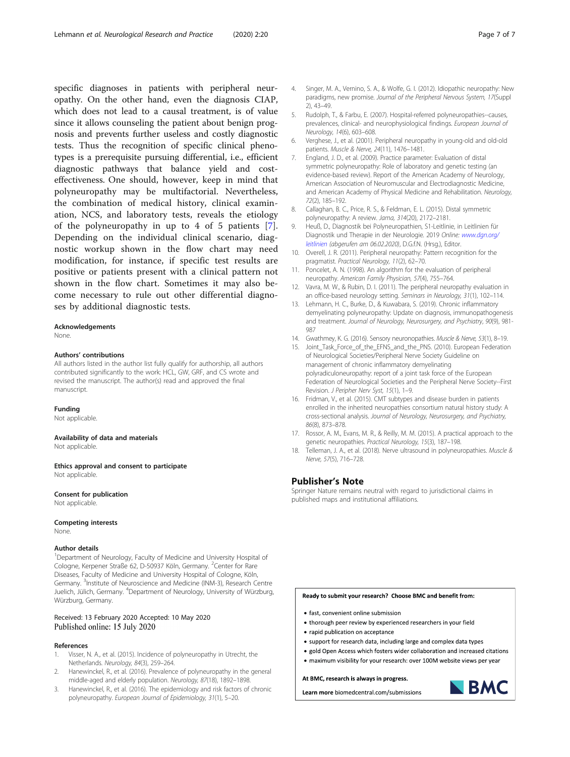specific diagnoses in patients with peripheral neuropathy. On the other hand, even the diagnosis CIAP, which does not lead to a causal treatment, is of value since it allows counseling the patient about benign prognosis and prevents further useless and costly diagnostic tests. Thus the recognition of specific clinical phenotypes is a prerequisite pursuing differential, i.e., efficient diagnostic pathways that balance yield and cost-effectiveness. One should, however, keep in mind that polyneuropathy may be multifactorial. Nevertheless, the combination of medical history, clinical examination, NCS, and laboratory tests, reveals the etiology of the polyneuropathy in up to 4 of 5 patients [7]. Depending on the individual clinical scenario, diagnostic workup shown in the flow chart may need modification, for instance, if specific test results are positive or patients present with a clinical pattern not shown in the flow chart. Sometimes it may also become necessary to rule out other differential diagnoses by additional diagnostic tests.

#### Acknowledgements

None.

#### Authors' contributions

All authors listed in the author list fully qualify for authorship, all authors contributed significantly to the work: HCL, GW, GRF, and CS wrote and revised the manuscript. The author(s) read and approved the final manuscript.

#### Funding

Not applicable.

#### Availability of data and materials

Not applicable.

#### Ethics approval and consent to participate

Not applicable.

#### Consent for publication

Not applicable.

#### Competing interests

None.

#### Author details

[1]Department of Neurology, Faculty of Medicine and University Hospital of Cologne, Kerpener Straße 62, D-50937 Köln, Germany. [2]Center for Rare Diseases, Faculty of Medicine and University Hospital of Cologne, Köln, Germany. [3]Institute of Neuroscience and Medicine (INM-3), Research Centre Juelich, Jülich, Germany. [4]Department of Neurology, University of Würzburg, Würzburg, Germany.

Received: 13 February 2020 Accepted: 10 May 2020
Published online: 15 July 2020

#### References

1. Visser, N. A., et al. (2015). Incidence of polyneuropathy in Utrecht, the Netherlands. *Neurology, 84*(3), 259–264.
2. Hanewinckel, R., et al. (2016). Prevalence of polyneuropathy in the general middle-aged and elderly population. *Neurology, 87*(18), 1892–1898.
3. Hanewinckel, R., et al. (2016). The epidemiology and risk factors of chronic polyneuropathy. *European Journal of Epidemiology, 31*(1), 5–20.
4. Singer, M. A., Vernino, S. A., & Wolfe, G. I. (2012). Idiopathic neuropathy: New paradigms, new promise. *Journal of the Peripheral Nervous System, 17*(Suppl 2), 43–49.
5. Rudolph, T., & Farbu, E. (2007). Hospital-referred polyneuropathies--causes, prevalences, clinical- and neurophysiological findings. *European Journal of Neurology, 14*(6), 603–608.
6. Verghese, J., et al. (2001). Peripheral neuropathy in young-old and old-old patients. *Muscle & Nerve, 24*(11), 1476–1481.
7. England, J. D., et al. (2009). Practice parameter: Evaluation of distal symmetric polyneuropathy: Role of laboratory and genetic testing (an evidence-based review). Report of the American Academy of Neurology, American Association of Neuromuscular and Electrodiagnostic Medicine, and American Academy of Physical Medicine and Rehabilitation. *Neurology, 72*(2), 185–192.
8. Callaghan, B. C., Price, R. S., & Feldman, E. L. (2015). Distal symmetric polyneuropathy: A review. *Jama, 314*(20), 2172–2181.
9. Heuß, D., Diagnostik bei Polyneuropathien, S1-Leitlinie, in Leitlinien für Diagnostik und Therapie in der Neurologie. 2019 *Online: www.dgn.org/leitlinien (abgerufen am 06.02.2020)*, D.G.f.N. (Hrsg.), Editor.
10. Overell, J. R. (2011). Peripheral neuropathy: Pattern recognition for the pragmatist. *Practical Neurology, 11*(2), 62–70.
11. Poncelet, A. N. (1998). An algorithm for the evaluation of peripheral neuropathy. *American Family Physician, 57*(4), 755–764.
12. Vavra, M. W., & Rubin, D. I. (2011). The peripheral neuropathy evaluation in an office-based neurology setting. *Seminars in Neurology, 31*(1), 102–114.
13. Lehmann, H. C., Burke, D., & Kuwabara, S. (2019). Chronic inflammatory demyelinating polyneuropathy: Update on diagnosis, immunopathogenesis and treatment. *Journal of Neurology, Neurosurgery, and Psychiatry, 90*(9), 981-987
14. Gwathmey, K. G. (2016). Sensory neuronopathies. *Muscle & Nerve, 53*(1), 8–19.
15. Joint_Task_Force_of_the_EFNS_and_the_PNS. (2010). European Federation of Neurological Societies/Peripheral Nerve Society Guideline on management of chronic inflammatory demyelinating polyradiculoneuropathy: report of a joint task force of the European Federation of Neurological Societies and the Peripheral Nerve Society--First Revision. *J Peripher Nerv Syst, 15*(1), 1–9.
16. Fridman, V., et al. (2015). CMT subtypes and disease burden in patients enrolled in the inherited neuropathies consortium natural history study: A cross-sectional analysis. *Journal of Neurology, Neurosurgery, and Psychiatry, 86*(8), 873–878.
17. Rossor, A. M., Evans, M. R., & Reilly, M. M. (2015). A practical approach to the genetic neuropathies. *Practical Neurology, 15*(3), 187–198.
18. Telleman, J. A., et al. (2018). Nerve ultrasound in polyneuropathies. *Muscle & Nerve, 57*(5), 716–728.

## Publisher's Note

Springer Nature remains neutral with regard to jurisdictional claims in published maps and institutional affiliations.

**Ready to submit your research? Choose BMC and benefit from:**

- fast, convenient online submission
- thorough peer review by experienced researchers in your field
- rapid publication on acceptance
- support for research data, including large and complex data types
- gold Open Access which fosters wider collaboration and increased citations
- maximum visibility for your research: over 100M website views per year

**At BMC, research is always in progress.**

**Learn more** biomedcentral.com/submissions

BMC